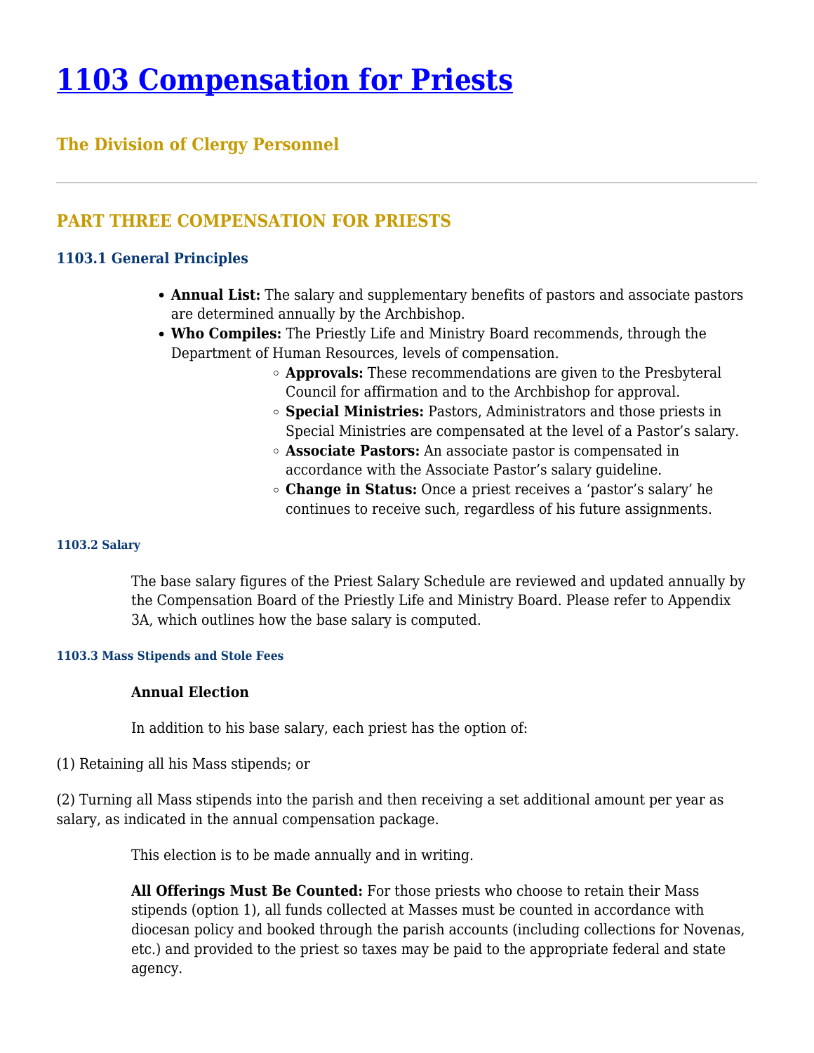# 1103 Compensation for Priests

## The Division of Clergy Personnel

---

## PART THREE COMPENSATION FOR PRIESTS

### 1103.1 General Principles

- **Annual List:** The salary and supplementary benefits of pastors and associate pastors are determined annually by the Archbishop.
- **Who Compiles:** The Priestly Life and Ministry Board recommends, through the Department of Human Resources, levels of compensation.
    - **Approvals:** These recommendations are given to the Presbyteral Council for affirmation and to the Archbishop for approval.
    - **Special Ministries:** Pastors, Administrators and those priests in Special Ministries are compensated at the level of a Pastor's salary.
    - **Associate Pastors:** An associate pastor is compensated in accordance with the Associate Pastor's salary guideline.
    - **Change in Status:** Once a priest receives a 'pastor's salary' he continues to receive such, regardless of his future assignments.

#### 1103.2 Salary

The base salary figures of the Priest Salary Schedule are reviewed and updated annually by the Compensation Board of the Priestly Life and Ministry Board. Please refer to Appendix 3A, which outlines how the base salary is computed.

#### 1103.3 Mass Stipends and Stole Fees

**Annual Election**

In addition to his base salary, each priest has the option of:

(1) Retaining all his Mass stipends; or

(2) Turning all Mass stipends into the parish and then receiving a set additional amount per year as salary, as indicated in the annual compensation package.

This election is to be made annually and in writing.

**All Offerings Must Be Counted:** For those priests who choose to retain their Mass stipends (option 1), all funds collected at Masses must be counted in accordance with diocesan policy and booked through the parish accounts (including collections for Novenas, etc.) and provided to the priest so taxes may be paid to the appropriate federal and state agency.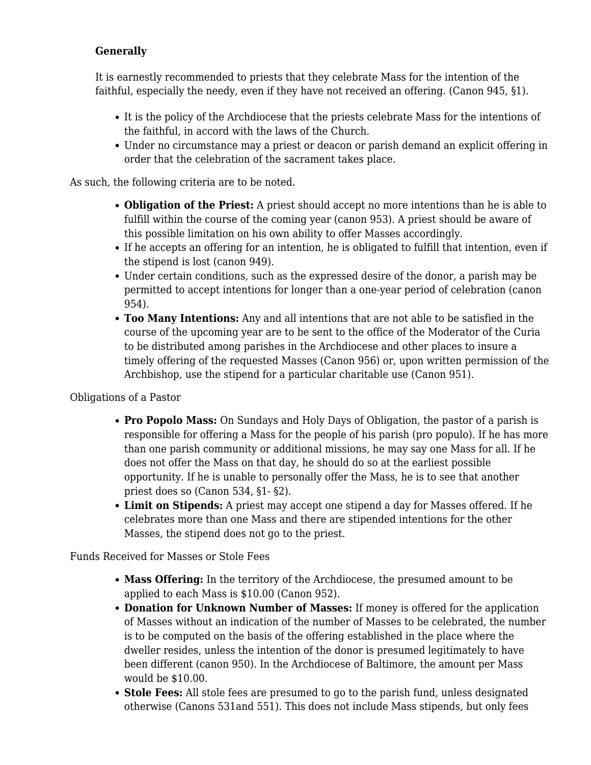**Generally**

It is earnestly recommended to priests that they celebrate Mass for the intention of the faithful, especially the needy, even if they have not received an offering. (Canon 945, §1).

- It is the policy of the Archdiocese that the priests celebrate Mass for the intentions of the faithful, in accord with the laws of the Church.
- Under no circumstance may a priest or deacon or parish demand an explicit offering in order that the celebration of the sacrament takes place.

As such, the following criteria are to be noted.

- **Obligation of the Priest:** A priest should accept no more intentions than he is able to fulfill within the course of the coming year (canon 953). A priest should be aware of this possible limitation on his own ability to offer Masses accordingly.
- If he accepts an offering for an intention, he is obligated to fulfill that intention, even if the stipend is lost (canon 949).
- Under certain conditions, such as the expressed desire of the donor, a parish may be permitted to accept intentions for longer than a one-year period of celebration (canon 954).
- **Too Many Intentions:** Any and all intentions that are not able to be satisfied in the course of the upcoming year are to be sent to the office of the Moderator of the Curia to be distributed among parishes in the Archdiocese and other places to insure a timely offering of the requested Masses (Canon 956) or, upon written permission of the Archbishop, use the stipend for a particular charitable use (Canon 951).

Obligations of a Pastor

- **Pro Popolo Mass:** On Sundays and Holy Days of Obligation, the pastor of a parish is responsible for offering a Mass for the people of his parish (pro populo). If he has more than one parish community or additional missions, he may say one Mass for all. If he does not offer the Mass on that day, he should do so at the earliest possible opportunity. If he is unable to personally offer the Mass, he is to see that another priest does so (Canon 534, §1- §2).
- **Limit on Stipends:** A priest may accept one stipend a day for Masses offered. If he celebrates more than one Mass and there are stipended intentions for the other Masses, the stipend does not go to the priest.

Funds Received for Masses or Stole Fees

- **Mass Offering:** In the territory of the Archdiocese, the presumed amount to be applied to each Mass is $10.00 (Canon 952).
- **Donation for Unknown Number of Masses:** If money is offered for the application of Masses without an indication of the number of Masses to be celebrated, the number is to be computed on the basis of the offering established in the place where the dweller resides, unless the intention of the donor is presumed legitimately to have been different (canon 950). In the Archdiocese of Baltimore, the amount per Mass would be $10.00.
- **Stole Fees:** All stole fees are presumed to go to the parish fund, unless designated otherwise (Canons 531and 551). This does not include Mass stipends, but only fees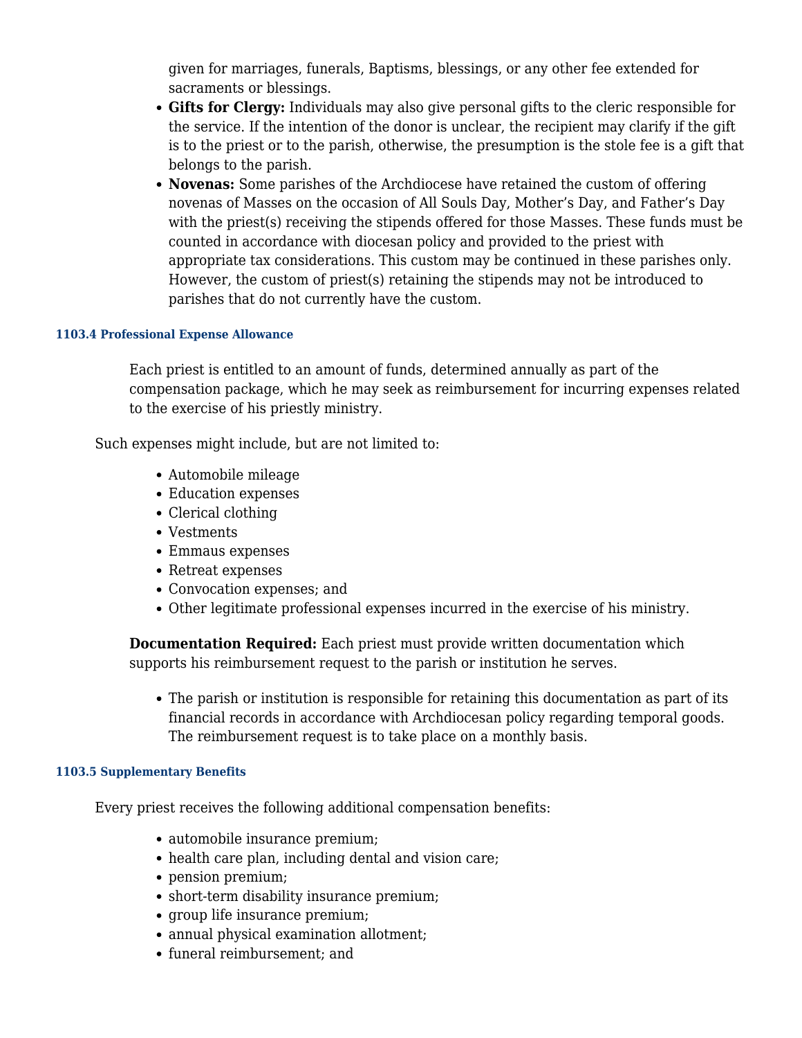given for marriages, funerals, Baptisms, blessings, or any other fee extended for sacraments or blessings.

- **Gifts for Clergy:** Individuals may also give personal gifts to the cleric responsible for the service. If the intention of the donor is unclear, the recipient may clarify if the gift is to the priest or to the parish, otherwise, the presumption is the stole fee is a gift that belongs to the parish.
- **Novenas:** Some parishes of the Archdiocese have retained the custom of offering novenas of Masses on the occasion of All Souls Day, Mother's Day, and Father's Day with the priest(s) receiving the stipends offered for those Masses. These funds must be counted in accordance with diocesan policy and provided to the priest with appropriate tax considerations. This custom may be continued in these parishes only. However, the custom of priest(s) retaining the stipends may not be introduced to parishes that do not currently have the custom.

#### 1103.4 Professional Expense Allowance

Each priest is entitled to an amount of funds, determined annually as part of the compensation package, which he may seek as reimbursement for incurring expenses related to the exercise of his priestly ministry.

Such expenses might include, but are not limited to:

- Automobile mileage
- Education expenses
- Clerical clothing
- Vestments
- Emmaus expenses
- Retreat expenses
- Convocation expenses; and
- Other legitimate professional expenses incurred in the exercise of his ministry.

**Documentation Required:** Each priest must provide written documentation which supports his reimbursement request to the parish or institution he serves.

- The parish or institution is responsible for retaining this documentation as part of its financial records in accordance with Archdiocesan policy regarding temporal goods. The reimbursement request is to take place on a monthly basis.

#### 1103.5 Supplementary Benefits

Every priest receives the following additional compensation benefits:

- automobile insurance premium;
- health care plan, including dental and vision care;
- pension premium;
- short-term disability insurance premium;
- group life insurance premium;
- annual physical examination allotment;
- funeral reimbursement; and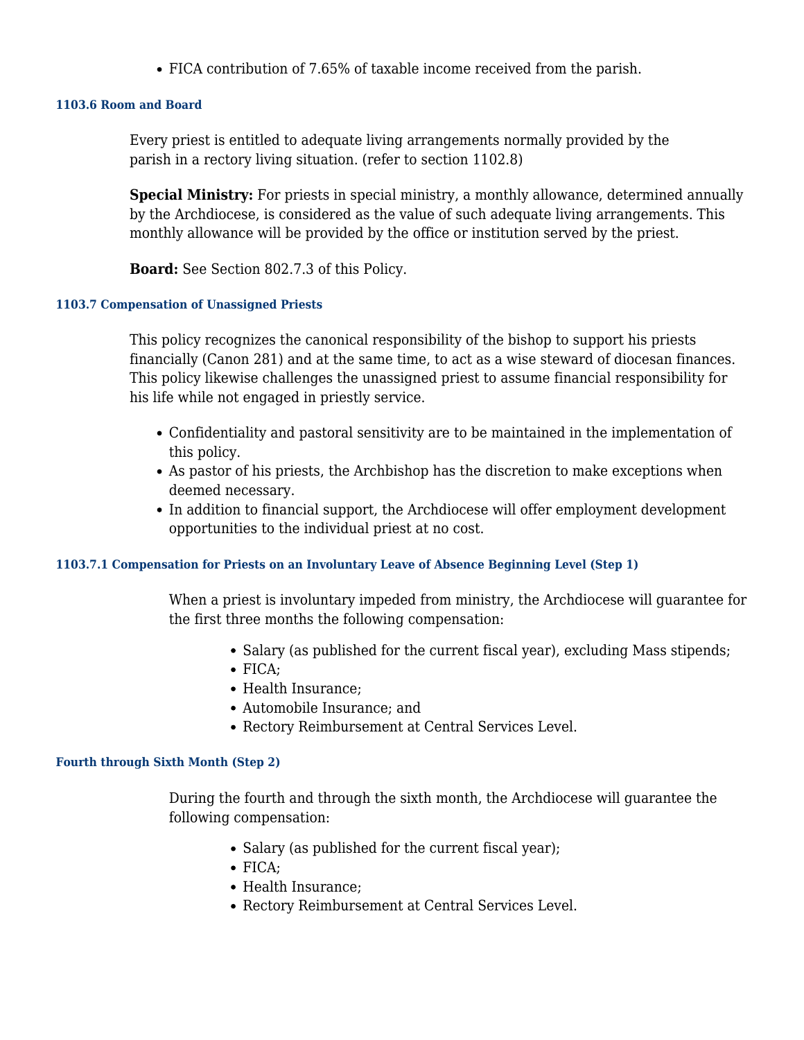- FICA contribution of 7.65% of taxable income received from the parish.

#### 1103.6 Room and Board

Every priest is entitled to adequate living arrangements normally provided by the parish in a rectory living situation. (refer to section 1102.8)

**Special Ministry:** For priests in special ministry, a monthly allowance, determined annually by the Archdiocese, is considered as the value of such adequate living arrangements. This monthly allowance will be provided by the office or institution served by the priest.

**Board:** See Section 802.7.3 of this Policy.

#### 1103.7 Compensation of Unassigned Priests

This policy recognizes the canonical responsibility of the bishop to support his priests financially (Canon 281) and at the same time, to act as a wise steward of diocesan finances. This policy likewise challenges the unassigned priest to assume financial responsibility for his life while not engaged in priestly service.

- Confidentiality and pastoral sensitivity are to be maintained in the implementation of this policy.
- As pastor of his priests, the Archbishop has the discretion to make exceptions when deemed necessary.
- In addition to financial support, the Archdiocese will offer employment development opportunities to the individual priest at no cost.

#### 1103.7.1 Compensation for Priests on an Involuntary Leave of Absence Beginning Level (Step 1)

When a priest is involuntary impeded from ministry, the Archdiocese will guarantee for the first three months the following compensation:

- Salary (as published for the current fiscal year), excluding Mass stipends;
- FICA;
- Health Insurance;
- Automobile Insurance; and
- Rectory Reimbursement at Central Services Level.

#### Fourth through Sixth Month (Step 2)

During the fourth and through the sixth month, the Archdiocese will guarantee the following compensation:

- Salary (as published for the current fiscal year);
- FICA;
- Health Insurance;
- Rectory Reimbursement at Central Services Level.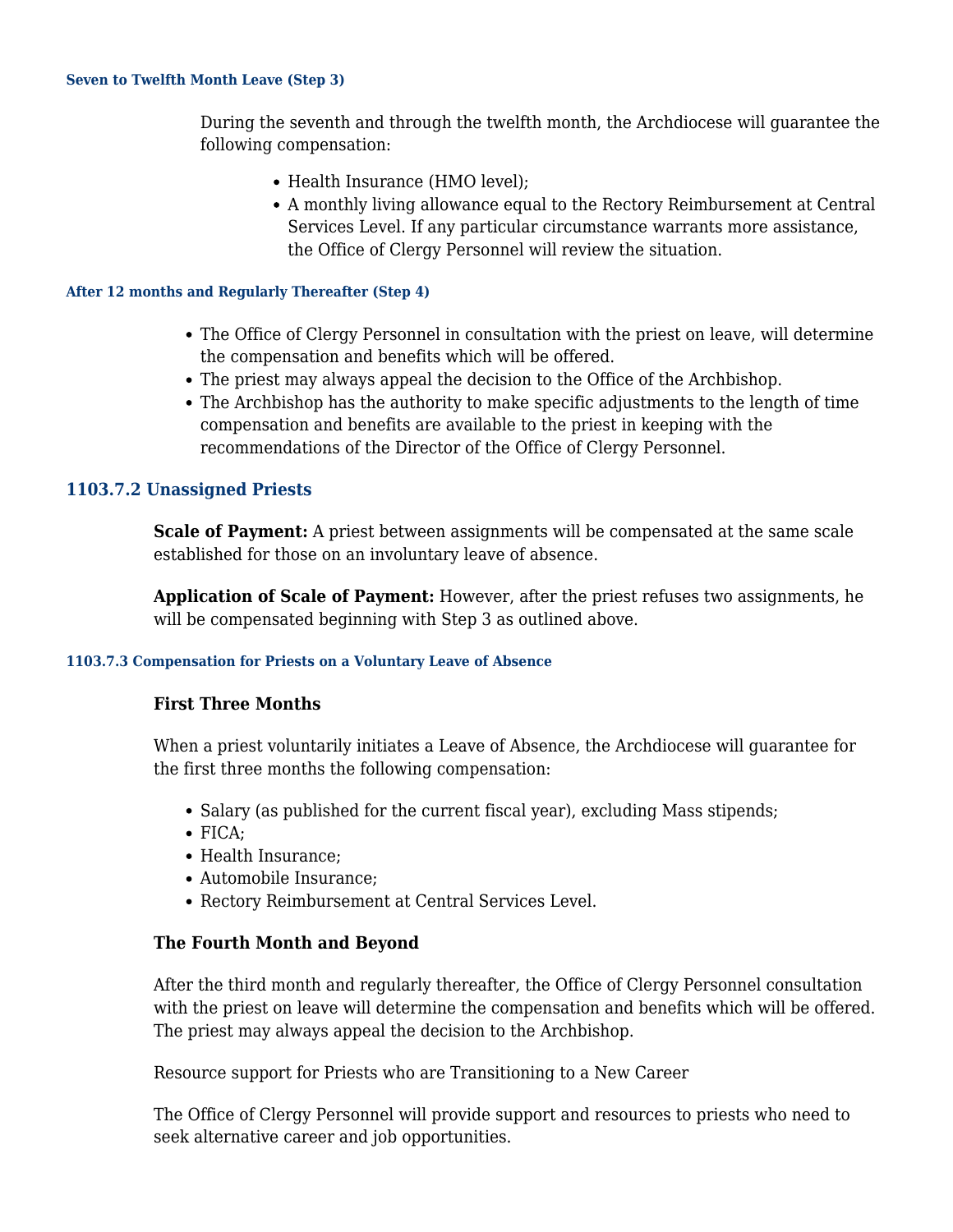#### Seven to Twelfth Month Leave (Step 3)

During the seventh and through the twelfth month, the Archdiocese will guarantee the following compensation:

- Health Insurance (HMO level);
- A monthly living allowance equal to the Rectory Reimbursement at Central Services Level. If any particular circumstance warrants more assistance, the Office of Clergy Personnel will review the situation.

#### After 12 months and Regularly Thereafter (Step 4)

- The Office of Clergy Personnel in consultation with the priest on leave, will determine the compensation and benefits which will be offered.
- The priest may always appeal the decision to the Office of the Archbishop.
- The Archbishop has the authority to make specific adjustments to the length of time compensation and benefits are available to the priest in keeping with the recommendations of the Director of the Office of Clergy Personnel.

### 1103.7.2 Unassigned Priests

**Scale of Payment:** A priest between assignments will be compensated at the same scale established for those on an involuntary leave of absence.

**Application of Scale of Payment:** However, after the priest refuses two assignments, he will be compensated beginning with Step 3 as outlined above.

#### 1103.7.3 Compensation for Priests on a Voluntary Leave of Absence

**First Three Months**

When a priest voluntarily initiates a Leave of Absence, the Archdiocese will guarantee for the first three months the following compensation:

- Salary (as published for the current fiscal year), excluding Mass stipends;
- FICA;
- Health Insurance;
- Automobile Insurance;
- Rectory Reimbursement at Central Services Level.

**The Fourth Month and Beyond**

After the third month and regularly thereafter, the Office of Clergy Personnel consultation with the priest on leave will determine the compensation and benefits which will be offered. The priest may always appeal the decision to the Archbishop.

Resource support for Priests who are Transitioning to a New Career

The Office of Clergy Personnel will provide support and resources to priests who need to seek alternative career and job opportunities.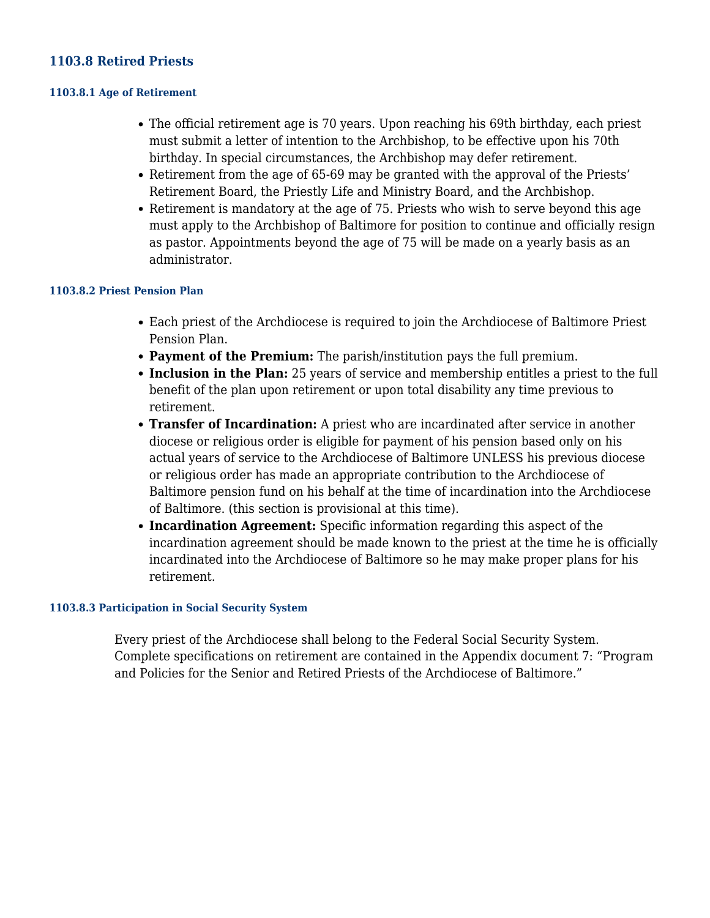## 1103.8 Retired Priests

### 1103.8.1 Age of Retirement

- The official retirement age is 70 years. Upon reaching his 69th birthday, each priest must submit a letter of intention to the Archbishop, to be effective upon his 70th birthday. In special circumstances, the Archbishop may defer retirement.
- Retirement from the age of 65-69 may be granted with the approval of the Priests' Retirement Board, the Priestly Life and Ministry Board, and the Archbishop.
- Retirement is mandatory at the age of 75. Priests who wish to serve beyond this age must apply to the Archbishop of Baltimore for position to continue and officially resign as pastor. Appointments beyond the age of 75 will be made on a yearly basis as an administrator.

### 1103.8.2 Priest Pension Plan

- Each priest of the Archdiocese is required to join the Archdiocese of Baltimore Priest Pension Plan.
- **Payment of the Premium:** The parish/institution pays the full premium.
- **Inclusion in the Plan:** 25 years of service and membership entitles a priest to the full benefit of the plan upon retirement or upon total disability any time previous to retirement.
- **Transfer of Incardination:** A priest who are incardinated after service in another diocese or religious order is eligible for payment of his pension based only on his actual years of service to the Archdiocese of Baltimore UNLESS his previous diocese or religious order has made an appropriate contribution to the Archdiocese of Baltimore pension fund on his behalf at the time of incardination into the Archdiocese of Baltimore. (this section is provisional at this time).
- **Incardination Agreement:** Specific information regarding this aspect of the incardination agreement should be made known to the priest at the time he is officially incardinated into the Archdiocese of Baltimore so he may make proper plans for his retirement.

### 1103.8.3 Participation in Social Security System

Every priest of the Archdiocese shall belong to the Federal Social Security System. Complete specifications on retirement are contained in the Appendix document 7: "Program and Policies for the Senior and Retired Priests of the Archdiocese of Baltimore."